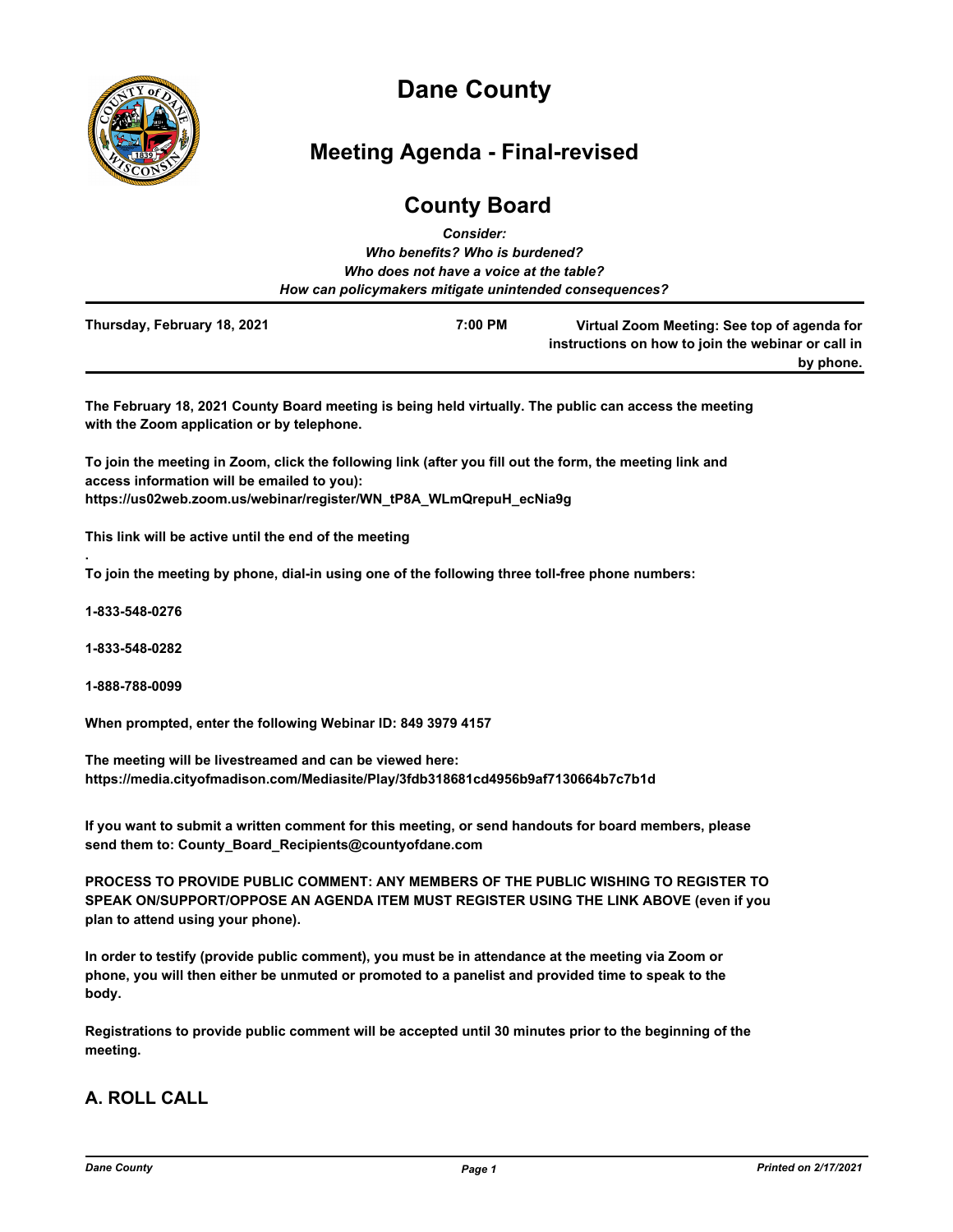# Dane County

## Meeting Agenda - Final-revised

## County Board

***Consider:***
***Who benefits? Who is burdened?***
***Who does not have a voice at the table?***
***How can policymakers mitigate unintended consequences?***

**Thursday, February 18, 2021** **7:00 PM** **Virtual Zoom Meeting: See top of agenda for instructions on how to join the webinar or call in by phone.**

**The February 18, 2021 County Board meeting is being held virtually. The public can access the meeting with the Zoom application or by telephone.**

**To join the meeting in Zoom, click the following link (after you fill out the form, the meeting link and access information will be emailed to you):**
**https://us02web.zoom.us/webinar/register/WN_tP8A_WLmQrepuH_ecNia9g**

**This link will be active until the end of the meeting**

**.**
**To join the meeting by phone, dial-in using one of the following three toll-free phone numbers:**

**1-833-548-0276**

**1-833-548-0282**

**1-888-788-0099**

**When prompted, enter the following Webinar ID: 849 3979 4157**

**The meeting will be livestreamed and can be viewed here:**
**https://media.cityofmadison.com/Mediasite/Play/3fdb318681cd4956b9af7130664b7c7b1d**

**If you want to submit a written comment for this meeting, or send handouts for board members, please send them to: County_Board_Recipients@countyofdane.com**

**PROCESS TO PROVIDE PUBLIC COMMENT: ANY MEMBERS OF THE PUBLIC WISHING TO REGISTER TO SPEAK ON/SUPPORT/OPPOSE AN AGENDA ITEM MUST REGISTER USING THE LINK ABOVE (even if you plan to attend using your phone).**

**In order to testify (provide public comment), you must be in attendance at the meeting via Zoom or phone, you will then either be unmuted or promoted to a panelist and provided time to speak to the body.**

**Registrations to provide public comment will be accepted until 30 minutes prior to the beginning of the meeting.**

## A. ROLL CALL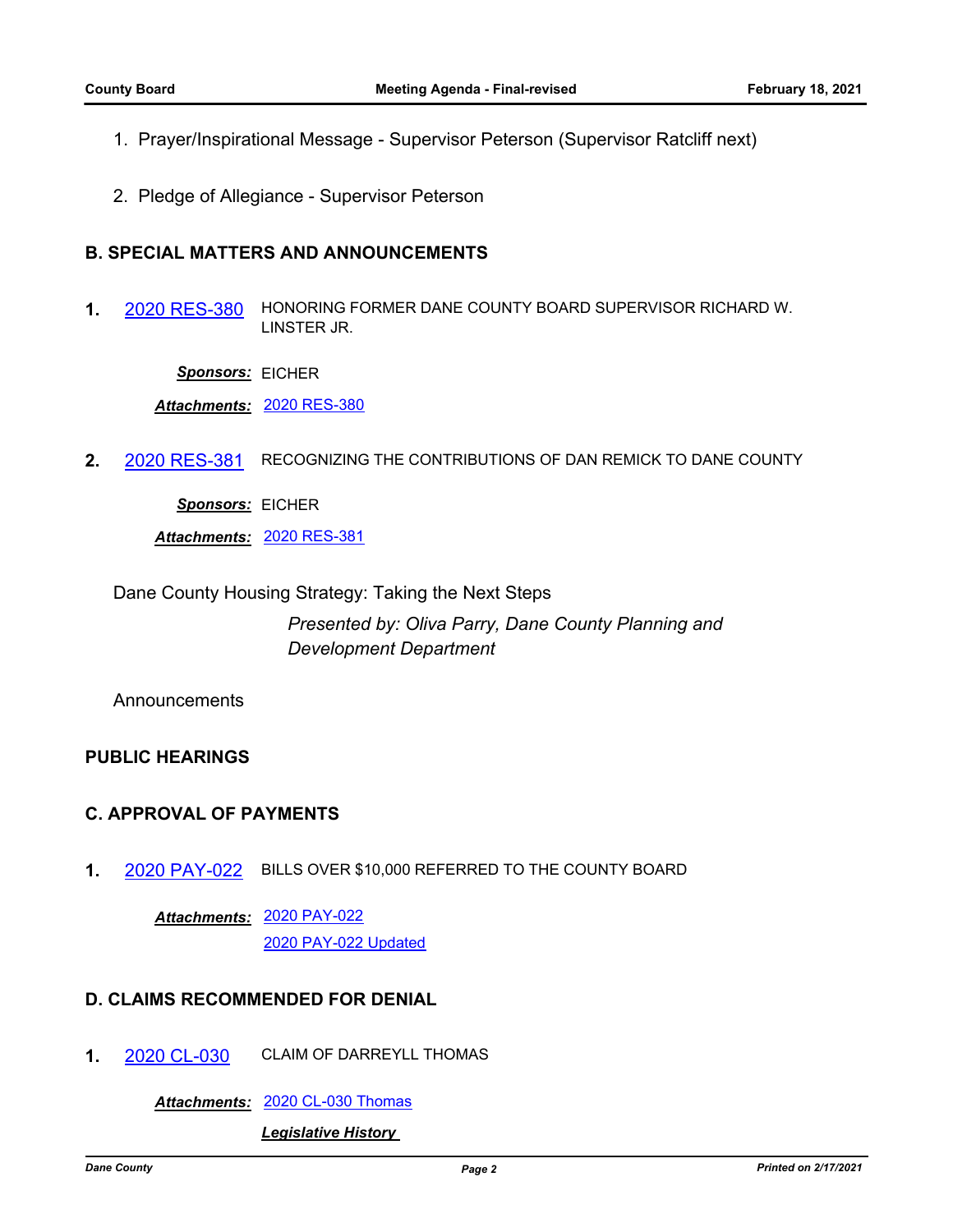1. Prayer/Inspirational Message - Supervisor Peterson (Supervisor Ratcliff next)

2. Pledge of Allegiance - Supervisor Peterson

## B. SPECIAL MATTERS AND ANNOUNCEMENTS

**1.** 2020 RES-380 HONORING FORMER DANE COUNTY BOARD SUPERVISOR RICHARD W. LINSTER JR.

***Sponsors:*** EICHER

***Attachments:*** 2020 RES-380

**2.** 2020 RES-381 RECOGNIZING THE CONTRIBUTIONS OF DAN REMICK TO DANE COUNTY

***Sponsors:*** EICHER

***Attachments:*** 2020 RES-381

Dane County Housing Strategy: Taking the Next Steps

*Presented by: Oliva Parry, Dane County Planning and Development Department*

Announcements

## PUBLIC HEARINGS

## C. APPROVAL OF PAYMENTS

**1.** 2020 PAY-022 BILLS OVER $10,000 REFERRED TO THE COUNTY BOARD

***Attachments:*** 2020 PAY-022
2020 PAY-022 Updated

## D. CLAIMS RECOMMENDED FOR DENIAL

**1.** 2020 CL-030 CLAIM OF DARREYLL THOMAS

***Attachments:*** 2020 CL-030 Thomas

***Legislative History***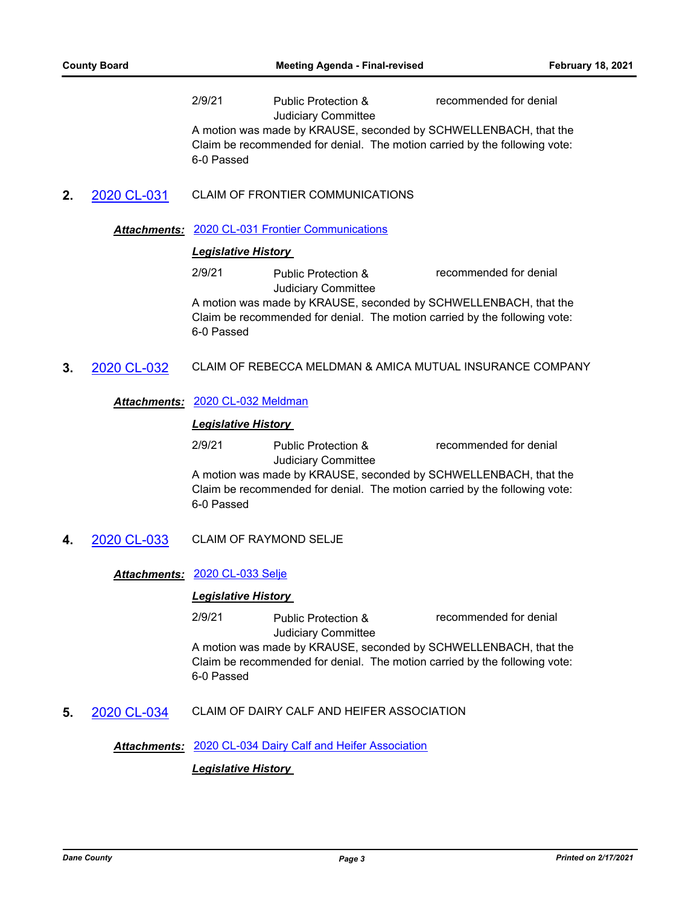| | | |
|---|---|---|
| 2/9/21 | Public Protection & Judiciary Committee | recommended for denial |

A motion was made by KRAUSE, seconded by SCHWELLENBACH, that the Claim be recommended for denial. The motion carried by the following vote: 6-0 Passed

**2.** 2020 CL-031 CLAIM OF FRONTIER COMMUNICATIONS

***Attachments:*** 2020 CL-031 Frontier Communications

***Legislative History***

| | | |
|---|---|---|
| 2/9/21 | Public Protection & Judiciary Committee | recommended for denial |

A motion was made by KRAUSE, seconded by SCHWELLENBACH, that the Claim be recommended for denial. The motion carried by the following vote: 6-0 Passed

**3.** 2020 CL-032 CLAIM OF REBECCA MELDMAN & AMICA MUTUAL INSURANCE COMPANY

***Attachments:*** 2020 CL-032 Meldman

***Legislative History***

| | | |
|---|---|---|
| 2/9/21 | Public Protection & Judiciary Committee | recommended for denial |

A motion was made by KRAUSE, seconded by SCHWELLENBACH, that the Claim be recommended for denial. The motion carried by the following vote: 6-0 Passed

**4.** 2020 CL-033 CLAIM OF RAYMOND SELJE

***Attachments:*** 2020 CL-033 Selje

***Legislative History***

| | | |
|---|---|---|
| 2/9/21 | Public Protection & Judiciary Committee | recommended for denial |

A motion was made by KRAUSE, seconded by SCHWELLENBACH, that the Claim be recommended for denial. The motion carried by the following vote: 6-0 Passed

**5.** 2020 CL-034 CLAIM OF DAIRY CALF AND HEIFER ASSOCIATION

***Attachments:*** 2020 CL-034 Dairy Calf and Heifer Association

***Legislative History***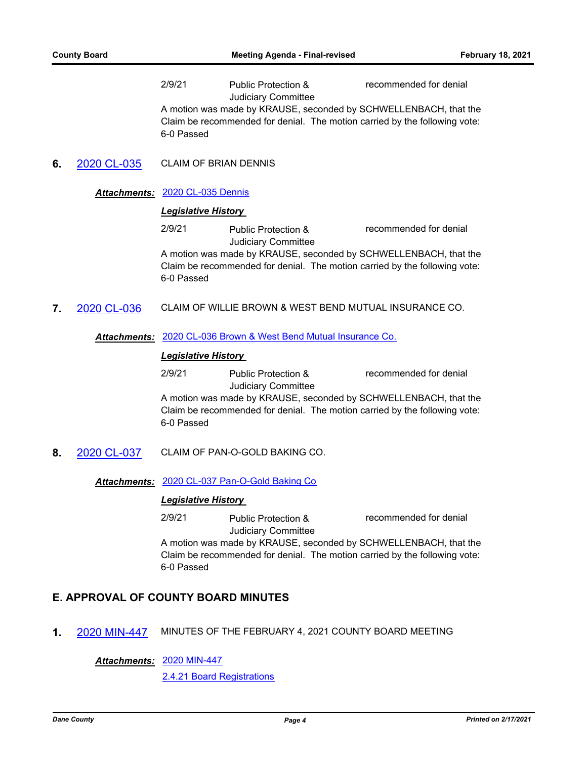2/9/21 Public Protection & Judiciary Committee recommended for denial

A motion was made by KRAUSE, seconded by SCHWELLENBACH, that the Claim be recommended for denial. The motion carried by the following vote: 6-0 Passed

**6.** 2020 CL-035 CLAIM OF BRIAN DENNIS

***Attachments:*** 2020 CL-035 Dennis

***Legislative History***

2/9/21 Public Protection & Judiciary Committee recommended for denial

A motion was made by KRAUSE, seconded by SCHWELLENBACH, that the Claim be recommended for denial. The motion carried by the following vote: 6-0 Passed

**7.** 2020 CL-036 CLAIM OF WILLIE BROWN & WEST BEND MUTUAL INSURANCE CO.

***Attachments:*** 2020 CL-036 Brown & West Bend Mutual Insurance Co.

***Legislative History***

2/9/21 Public Protection & Judiciary Committee recommended for denial

A motion was made by KRAUSE, seconded by SCHWELLENBACH, that the Claim be recommended for denial. The motion carried by the following vote: 6-0 Passed

**8.** 2020 CL-037 CLAIM OF PAN-O-GOLD BAKING CO.

***Attachments:*** 2020 CL-037 Pan-O-Gold Baking Co

***Legislative History***

2/9/21 Public Protection & Judiciary Committee recommended for denial

A motion was made by KRAUSE, seconded by SCHWELLENBACH, that the Claim be recommended for denial. The motion carried by the following vote: 6-0 Passed

## E. APPROVAL OF COUNTY BOARD MINUTES

**1.** 2020 MIN-447 MINUTES OF THE FEBRUARY 4, 2021 COUNTY BOARD MEETING

***Attachments:*** 2020 MIN-447

2.4.21 Board Registrations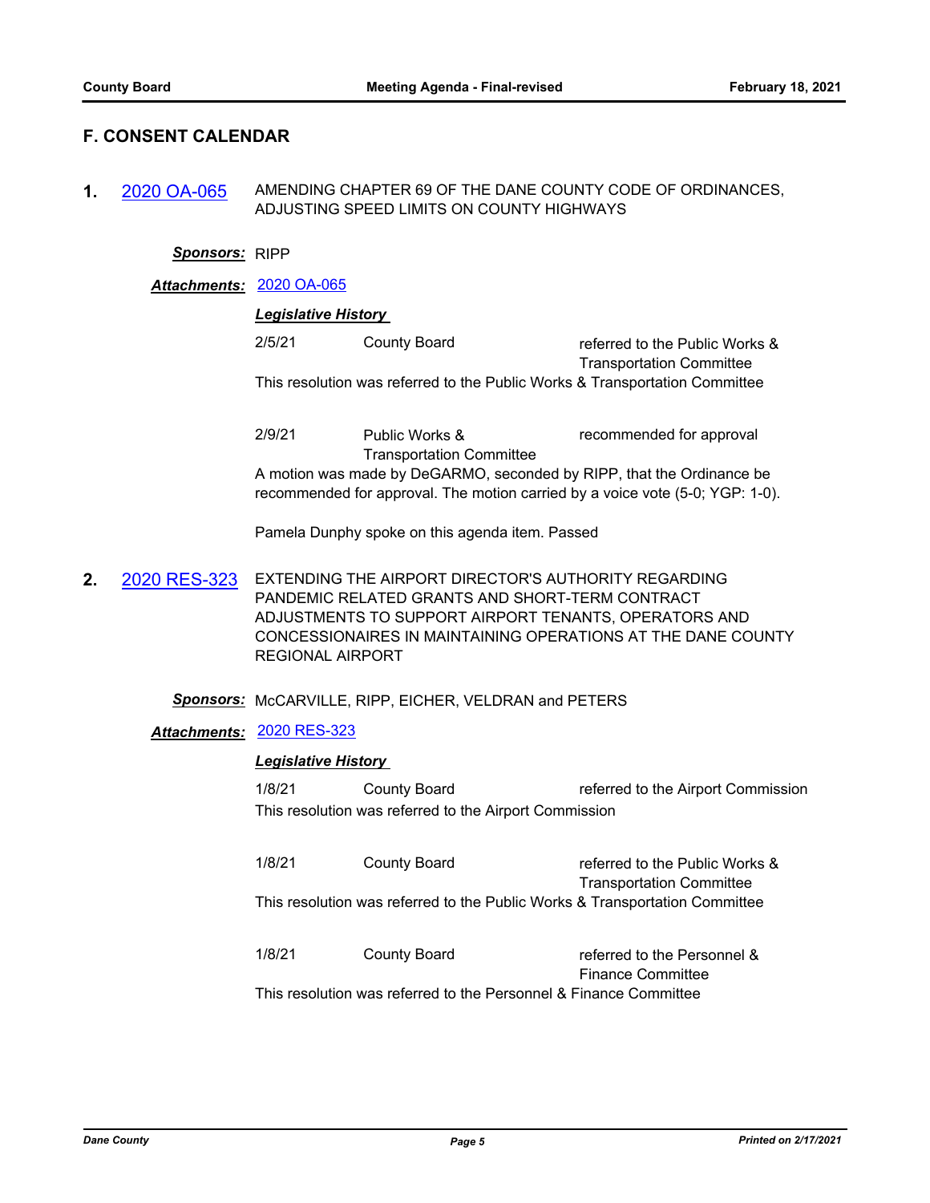## F. CONSENT CALENDAR

**1.** 2020 OA-065 AMENDING CHAPTER 69 OF THE DANE COUNTY CODE OF ORDINANCES, ADJUSTING SPEED LIMITS ON COUNTY HIGHWAYS

***Sponsors:*** RIPP

***Attachments:*** 2020 OA-065

***Legislative History***

2/5/21 County Board referred to the Public Works & Transportation Committee

This resolution was referred to the Public Works & Transportation Committee

2/9/21 Public Works & Transportation Committee recommended for approval

A motion was made by DeGARMO, seconded by RIPP, that the Ordinance be recommended for approval. The motion carried by a voice vote (5-0; YGP: 1-0).

Pamela Dunphy spoke on this agenda item. Passed

**2.** 2020 RES-323 EXTENDING THE AIRPORT DIRECTOR'S AUTHORITY REGARDING PANDEMIC RELATED GRANTS AND SHORT-TERM CONTRACT ADJUSTMENTS TO SUPPORT AIRPORT TENANTS, OPERATORS AND CONCESSIONAIRES IN MAINTAINING OPERATIONS AT THE DANE COUNTY REGIONAL AIRPORT

***Sponsors:*** McCARVILLE, RIPP, EICHER, VELDRAN and PETERS

***Attachments:*** 2020 RES-323

***Legislative History***

1/8/21 County Board referred to the Airport Commission

This resolution was referred to the Airport Commission

1/8/21 County Board referred to the Public Works & Transportation Committee

This resolution was referred to the Public Works & Transportation Committee

1/8/21 County Board referred to the Personnel & Finance Committee

This resolution was referred to the Personnel & Finance Committee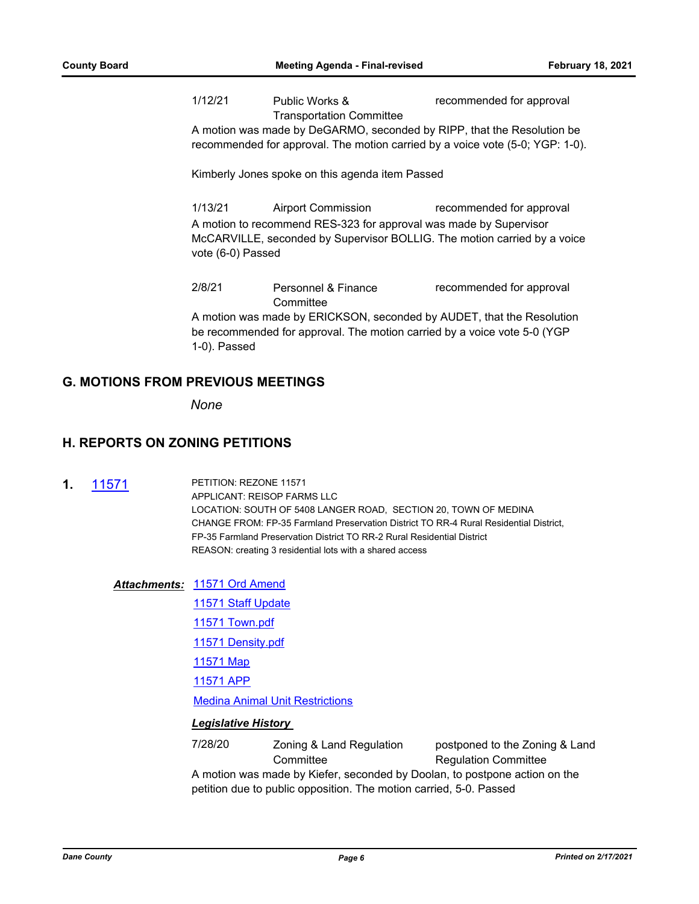| | | |
|---|---|---|
| 1/12/21 | Public Works & Transportation Committee | recommended for approval |

A motion was made by DeGARMO, seconded by RIPP, that the Resolution be recommended for approval. The motion carried by a voice vote (5-0; YGP: 1-0).

Kimberly Jones spoke on this agenda item Passed

| | | |
|---|---|---|
| 1/13/21 | Airport Commission | recommended for approval |

A motion to recommend RES-323 for approval was made by Supervisor McCARVILLE, seconded by Supervisor BOLLIG. The motion carried by a voice vote (6-0) Passed

| | | |
|---|---|---|
| 2/8/21 | Personnel & Finance Committee | recommended for approval |

A motion was made by ERICKSON, seconded by AUDET, that the Resolution be recommended for approval. The motion carried by a voice vote 5-0 (YGP 1-0). Passed

## G. MOTIONS FROM PREVIOUS MEETINGS

*None*

## H. REPORTS ON ZONING PETITIONS

**1.** 11571

PETITION: REZONE 11571
APPLICANT: REISOP FARMS LLC
LOCATION: SOUTH OF 5408 LANGER ROAD, SECTION 20, TOWN OF MEDINA
CHANGE FROM: FP-35 Farmland Preservation District TO RR-4 Rural Residential District, FP-35 Farmland Preservation District TO RR-2 Rural Residential District
REASON: creating 3 residential lots with a shared access

***Attachments:*** 11571 Ord Amend
11571 Staff Update
11571 Town.pdf
11571 Density.pdf
11571 Map
11571 APP
Medina Animal Unit Restrictions

***Legislative History***

| | | |
|---|---|---|
| 7/28/20 | Zoning & Land Regulation Committee | postponed to the Zoning & Land Regulation Committee |

A motion was made by Kiefer, seconded by Doolan, to postpone action on the petition due to public opposition. The motion carried, 5-0. Passed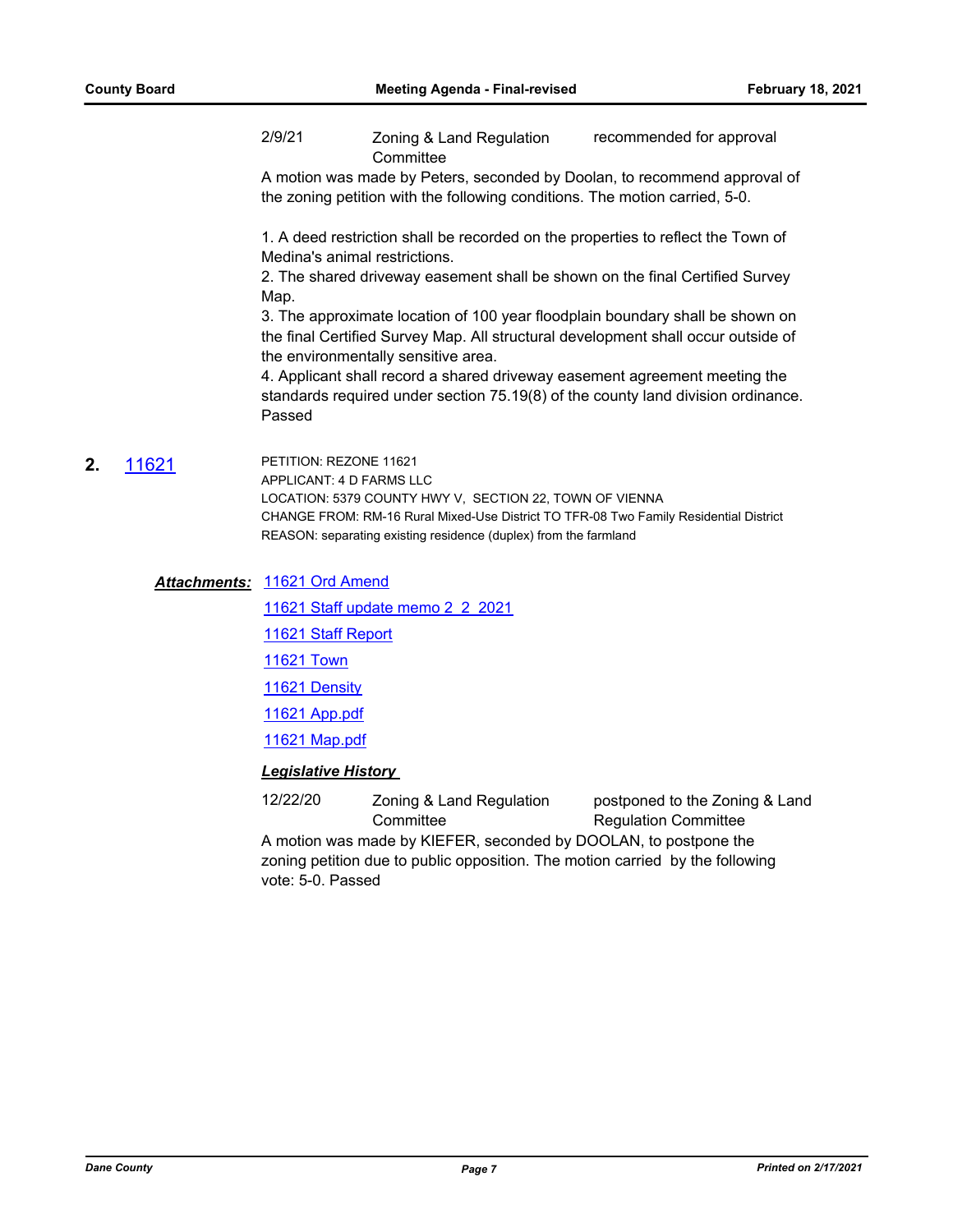| 2/9/21 | Zoning & Land Regulation Committee | recommended for approval |
|---|---|---|

A motion was made by Peters, seconded by Doolan, to recommend approval of the zoning petition with the following conditions. The motion carried, 5-0.

1. A deed restriction shall be recorded on the properties to reflect the Town of Medina's animal restrictions.
2. The shared driveway easement shall be shown on the final Certified Survey Map.
3. The approximate location of 100 year floodplain boundary shall be shown on the final Certified Survey Map. All structural development shall occur outside of the environmentally sensitive area.
4. Applicant shall record a shared driveway easement agreement meeting the standards required under section 75.19(8) of the county land division ordinance. Passed

**2.** [11621](11621)

PETITION: REZONE 11621
APPLICANT: 4 D FARMS LLC
LOCATION: 5379 COUNTY HWY V, SECTION 22, TOWN OF VIENNA
CHANGE FROM: RM-16 Rural Mixed-Use District TO TFR-08 Two Family Residential District
REASON: separating existing residence (duplex) from the farmland

***Attachments:***
- 11621 Ord Amend
- 11621 Staff update memo 2 2 2021
- 11621 Staff Report
- 11621 Town
- 11621 Density
- 11621 App.pdf
- 11621 Map.pdf

***Legislative History***

| 12/22/20 | Zoning & Land Regulation Committee | postponed to the Zoning & Land Regulation Committee |
|---|---|---|

A motion was made by KIEFER, seconded by DOOLAN, to postpone the zoning petition due to public opposition. The motion carried by the following vote: 5-0. Passed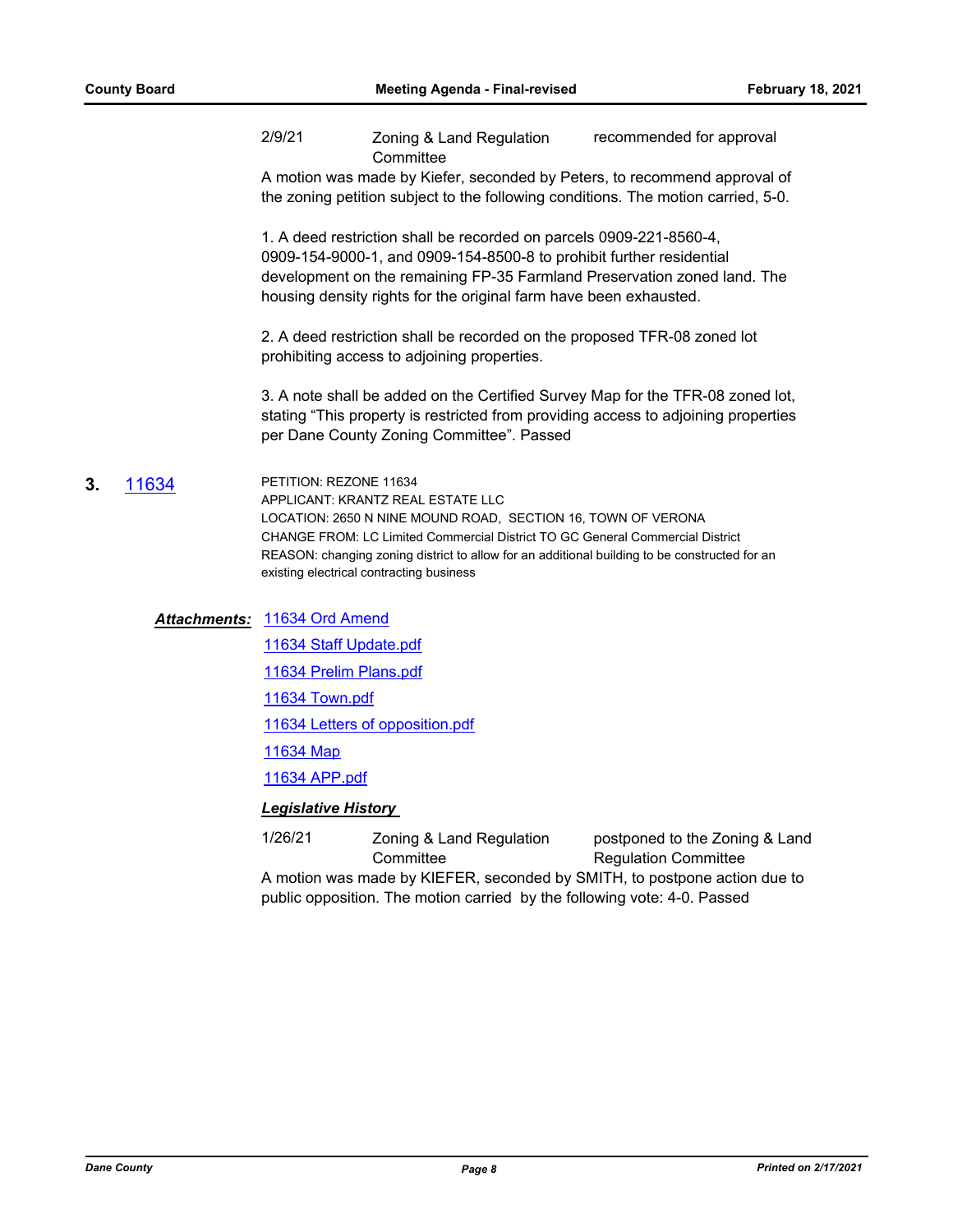2/9/21 Zoning & Land Regulation Committee recommended for approval

A motion was made by Kiefer, seconded by Peters, to recommend approval of the zoning petition subject to the following conditions. The motion carried, 5-0.

1. A deed restriction shall be recorded on parcels 0909-221-8560-4, 0909-154-9000-1, and 0909-154-8500-8 to prohibit further residential development on the remaining FP-35 Farmland Preservation zoned land. The housing density rights for the original farm have been exhausted.

2. A deed restriction shall be recorded on the proposed TFR-08 zoned lot prohibiting access to adjoining properties.

3. A note shall be added on the Certified Survey Map for the TFR-08 zoned lot, stating "This property is restricted from providing access to adjoining properties per Dane County Zoning Committee". Passed

**3.** 11634

PETITION: REZONE 11634
APPLICANT: KRANTZ REAL ESTATE LLC
LOCATION: 2650 N NINE MOUND ROAD, SECTION 16, TOWN OF VERONA
CHANGE FROM: LC Limited Commercial District TO GC General Commercial District
REASON: changing zoning district to allow for an additional building to be constructed for an existing electrical contracting business

***Attachments:*** 11634 Ord Amend
11634 Staff Update.pdf
11634 Prelim Plans.pdf
11634 Town.pdf
11634 Letters of opposition.pdf
11634 Map
11634 APP.pdf

***Legislative History***

1/26/21 Zoning & Land Regulation Committee postponed to the Zoning & Land Regulation Committee

A motion was made by KIEFER, seconded by SMITH, to postpone action due to public opposition. The motion carried by the following vote: 4-0. Passed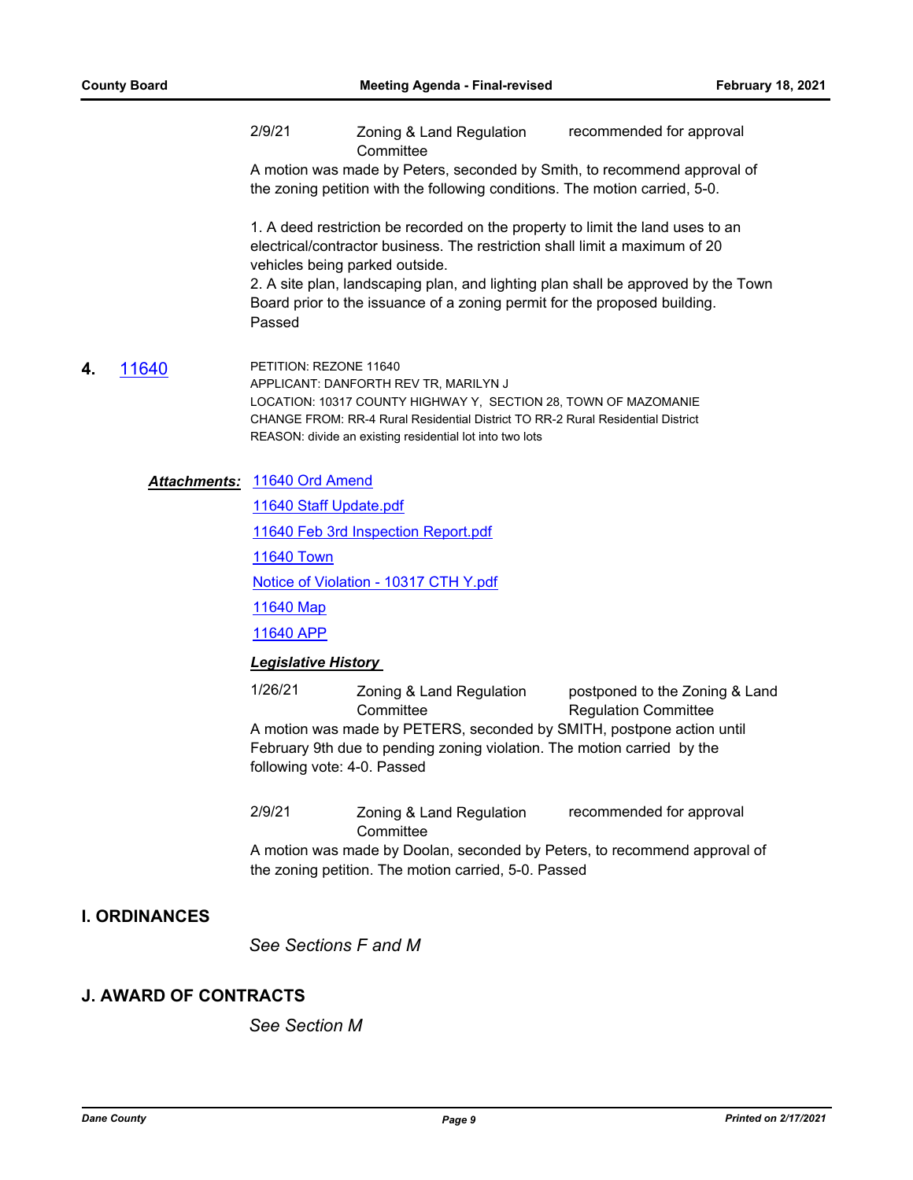2/9/21 Zoning & Land Regulation Committee — recommended for approval

A motion was made by Peters, seconded by Smith, to recommend approval of the zoning petition with the following conditions. The motion carried, 5-0.

1. A deed restriction be recorded on the property to limit the land uses to an electrical/contractor business. The restriction shall limit a maximum of 20 vehicles being parked outside.
2. A site plan, landscaping plan, and lighting plan shall be approved by the Town Board prior to the issuance of a zoning permit for the proposed building.

Passed

**4.** [11640](11640)

PETITION: REZONE 11640
APPLICANT: DANFORTH REV TR, MARILYN J
LOCATION: 10317 COUNTY HIGHWAY Y, SECTION 28, TOWN OF MAZOMANIE
CHANGE FROM: RR-4 Rural Residential District TO RR-2 Rural Residential District
REASON: divide an existing residential lot into two lots

***Attachments:***
11640 Ord Amend
11640 Staff Update.pdf
11640 Feb 3rd Inspection Report.pdf
11640 Town
Notice of Violation - 10317 CTH Y.pdf
11640 Map
11640 APP

***Legislative History***

1/26/21 Zoning & Land Regulation Committee — postponed to the Zoning & Land Regulation Committee

A motion was made by PETERS, seconded by SMITH, postpone action until February 9th due to pending zoning violation. The motion carried by the following vote: 4-0. Passed

2/9/21 Zoning & Land Regulation Committee — recommended for approval

A motion was made by Doolan, seconded by Peters, to recommend approval of the zoning petition. The motion carried, 5-0. Passed

## I. ORDINANCES

*See Sections F and M*

## J. AWARD OF CONTRACTS

*See Section M*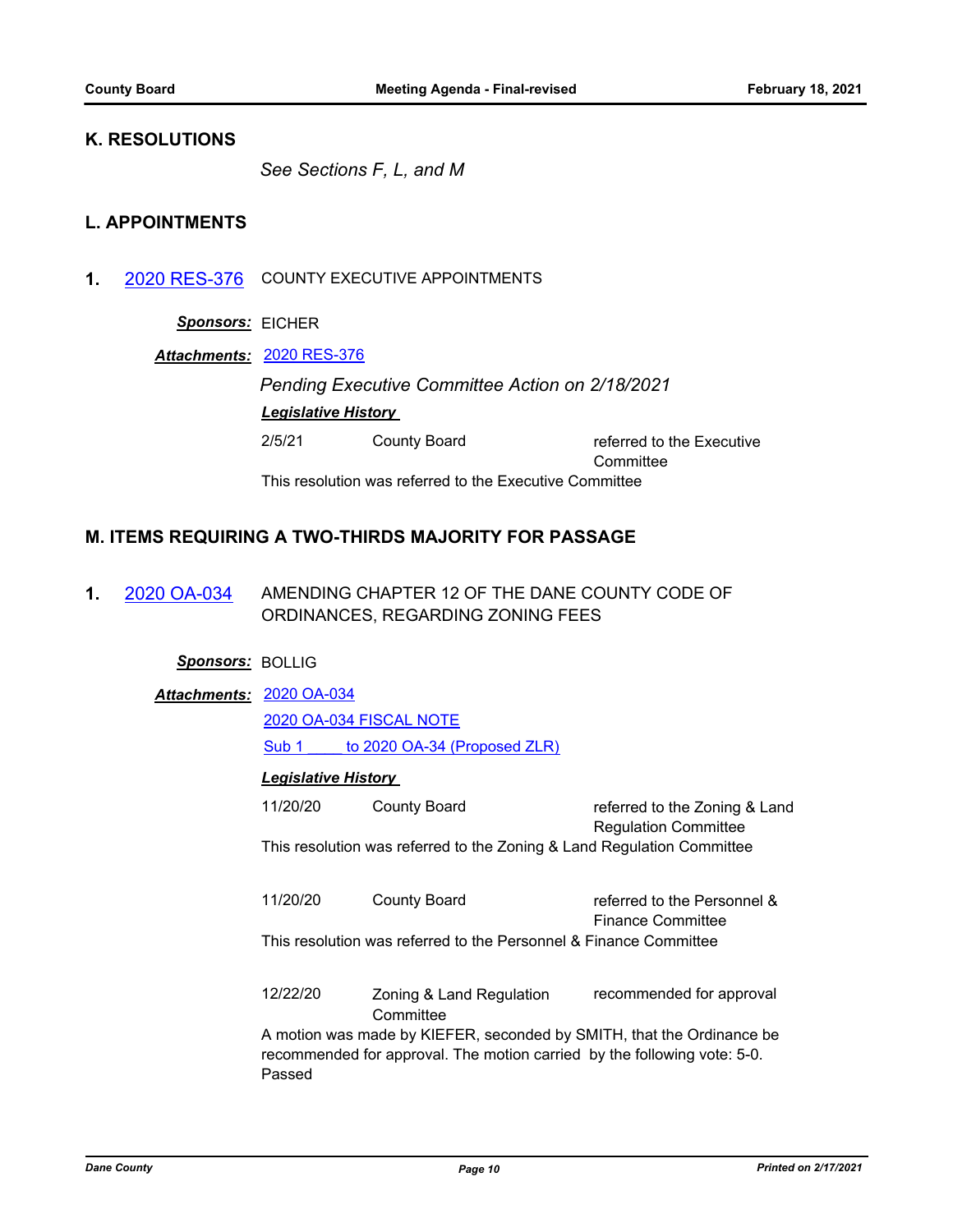## K. RESOLUTIONS

*See Sections F, L, and M*

## L. APPOINTMENTS

**1.** 2020 RES-376 COUNTY EXECUTIVE APPOINTMENTS

***Sponsors:*** EICHER

***Attachments:*** 2020 RES-376

*Pending Executive Committee Action on 2/18/2021*

***Legislative History***

| | | |
|---|---|---|
| 2/5/21 | County Board | referred to the Executive Committee |

This resolution was referred to the Executive Committee

## M. ITEMS REQUIRING A TWO-THIRDS MAJORITY FOR PASSAGE

**1.** 2020 OA-034 AMENDING CHAPTER 12 OF THE DANE COUNTY CODE OF ORDINANCES, REGARDING ZONING FEES

***Sponsors:*** BOLLIG

***Attachments:*** 2020 OA-034
2020 OA-034 FISCAL NOTE
Sub 1 ____ to 2020 OA-34 (Proposed ZLR)

***Legislative History***

| | | |
|---|---|---|
| 11/20/20 | County Board | referred to the Zoning & Land Regulation Committee |

This resolution was referred to the Zoning & Land Regulation Committee

| | | |
|---|---|---|
| 11/20/20 | County Board | referred to the Personnel & Finance Committee |

This resolution was referred to the Personnel & Finance Committee

| | | |
|---|---|---|
| 12/22/20 | Zoning & Land Regulation Committee | recommended for approval |

A motion was made by KIEFER, seconded by SMITH, that the Ordinance be recommended for approval. The motion carried by the following vote: 5-0. Passed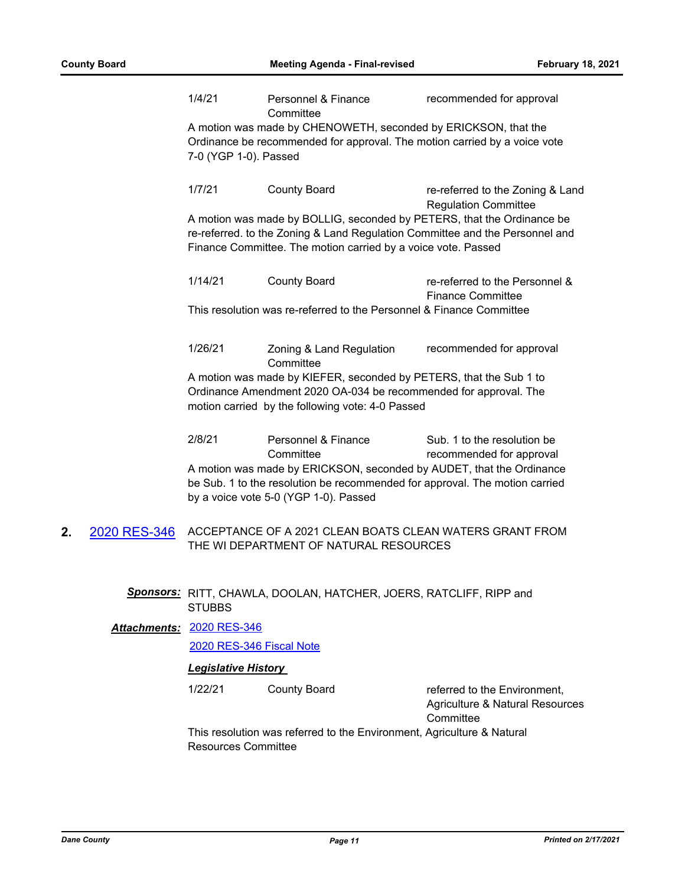| | | |
|---|---|---|
| 1/4/21 | Personnel & Finance Committee | recommended for approval |

A motion was made by CHENOWETH, seconded by ERICKSON, that the Ordinance be recommended for approval. The motion carried by a voice vote 7-0 (YGP 1-0). Passed

| | | |
|---|---|---|
| 1/7/21 | County Board | re-referred to the Zoning & Land Regulation Committee |

A motion was made by BOLLIG, seconded by PETERS, that the Ordinance be re-referred. to the Zoning & Land Regulation Committee and the Personnel and Finance Committee. The motion carried by a voice vote. Passed

| | | |
|---|---|---|
| 1/14/21 | County Board | re-referred to the Personnel & Finance Committee |

This resolution was re-referred to the Personnel & Finance Committee

| | | |
|---|---|---|
| 1/26/21 | Zoning & Land Regulation Committee | recommended for approval |

A motion was made by KIEFER, seconded by PETERS, that the Sub 1 to Ordinance Amendment 2020 OA-034 be recommended for approval. The motion carried by the following vote: 4-0 Passed

| | | |
|---|---|---|
| 2/8/21 | Personnel & Finance Committee | Sub. 1 to the resolution be recommended for approval |

A motion was made by ERICKSON, seconded by AUDET, that the Ordinance be Sub. 1 to the resolution be recommended for approval. The motion carried by a voice vote 5-0 (YGP 1-0). Passed

**2.** 2020 RES-346 ACCEPTANCE OF A 2021 CLEAN BOATS CLEAN WATERS GRANT FROM THE WI DEPARTMENT OF NATURAL RESOURCES

***Sponsors:*** RITT, CHAWLA, DOOLAN, HATCHER, JOERS, RATCLIFF, RIPP and STUBBS

***Attachments:*** 2020 RES-346

2020 RES-346 Fiscal Note

***Legislative History***

| | | |
|---|---|---|
| 1/22/21 | County Board | referred to the Environment, Agriculture & Natural Resources Committee |

This resolution was referred to the Environment, Agriculture & Natural Resources Committee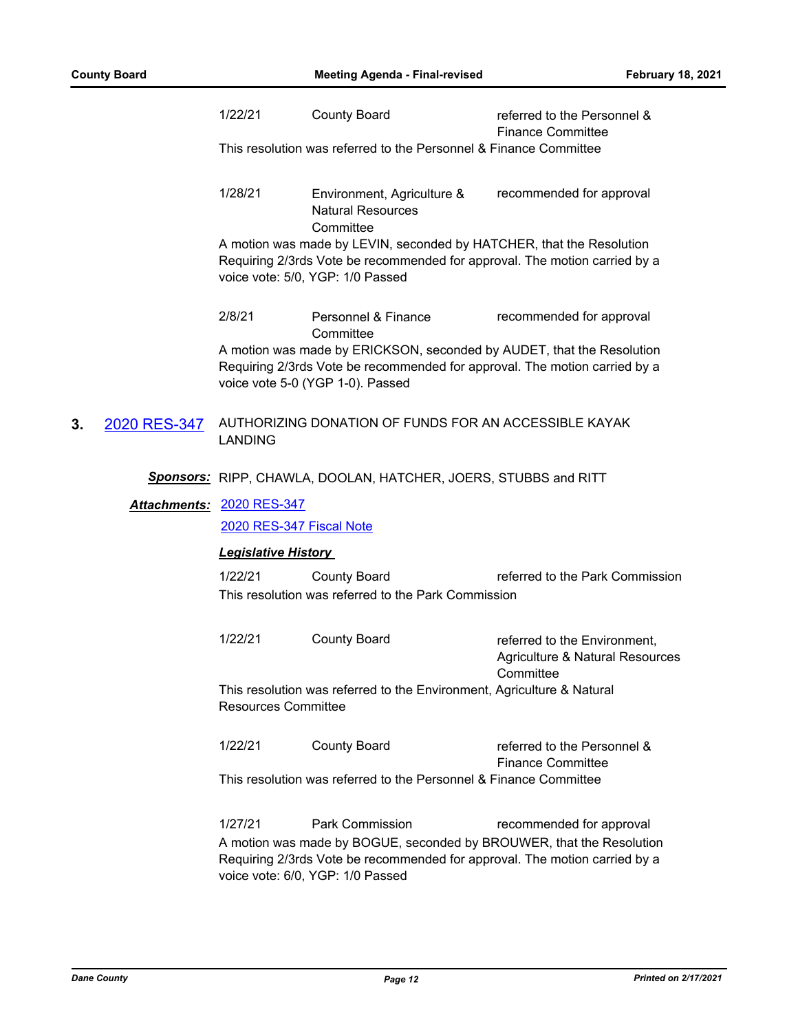| | | |
|---|---|---|
| 1/22/21 | County Board | referred to the Personnel & Finance Committee |

This resolution was referred to the Personnel & Finance Committee

| | | |
|---|---|---|
| 1/28/21 | Environment, Agriculture & Natural Resources Committee | recommended for approval |

A motion was made by LEVIN, seconded by HATCHER, that the Resolution Requiring 2/3rds Vote be recommended for approval. The motion carried by a voice vote: 5/0, YGP: 1/0 Passed

| | | |
|---|---|---|
| 2/8/21 | Personnel & Finance Committee | recommended for approval |

A motion was made by ERICKSON, seconded by AUDET, that the Resolution Requiring 2/3rds Vote be recommended for approval. The motion carried by a voice vote 5-0 (YGP 1-0). Passed

**3.** 2020 RES-347 AUTHORIZING DONATION OF FUNDS FOR AN ACCESSIBLE KAYAK LANDING

***Sponsors:*** RIPP, CHAWLA, DOOLAN, HATCHER, JOERS, STUBBS and RITT

***Attachments:*** 2020 RES-347

2020 RES-347 Fiscal Note

***Legislative History***

| | | |
|---|---|---|
| 1/22/21 | County Board | referred to the Park Commission |

This resolution was referred to the Park Commission

| | | |
|---|---|---|
| 1/22/21 | County Board | referred to the Environment, Agriculture & Natural Resources Committee |

This resolution was referred to the Environment, Agriculture & Natural Resources Committee

| | | |
|---|---|---|
| 1/22/21 | County Board | referred to the Personnel & Finance Committee |

This resolution was referred to the Personnel & Finance Committee

| | | |
|---|---|---|
| 1/27/21 | Park Commission | recommended for approval |

A motion was made by BOGUE, seconded by BROUWER, that the Resolution Requiring 2/3rds Vote be recommended for approval. The motion carried by a voice vote: 6/0, YGP: 1/0 Passed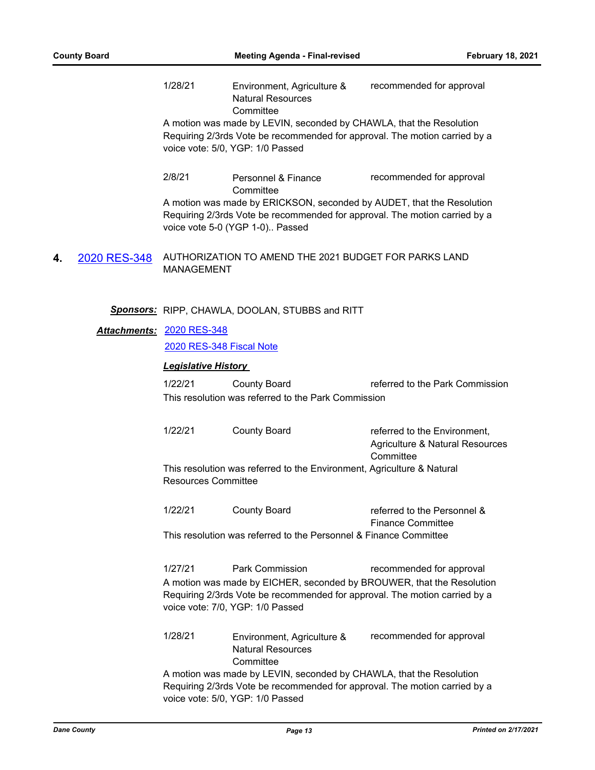1/28/21 Environment, Agriculture & Natural Resources Committee — recommended for approval

A motion was made by LEVIN, seconded by CHAWLA, that the Resolution Requiring 2/3rds Vote be recommended for approval. The motion carried by a voice vote: 5/0, YGP: 1/0 Passed

2/8/21 Personnel & Finance Committee — recommended for approval

A motion was made by ERICKSON, seconded by AUDET, that the Resolution Requiring 2/3rds Vote be recommended for approval. The motion carried by a voice vote 5-0 (YGP 1-0).. Passed

**4.** [2020 RES-348] AUTHORIZATION TO AMEND THE 2021 BUDGET FOR PARKS LAND MANAGEMENT

***Sponsors:*** RIPP, CHAWLA, DOOLAN, STUBBS and RITT

***Attachments:*** [2020 RES-348]
[2020 RES-348 Fiscal Note]

***Legislative History***

1/22/21 County Board — referred to the Park Commission

This resolution was referred to the Park Commission

1/22/21 County Board — referred to the Environment, Agriculture & Natural Resources Committee

This resolution was referred to the Environment, Agriculture & Natural Resources Committee

1/22/21 County Board — referred to the Personnel & Finance Committee

This resolution was referred to the Personnel & Finance Committee

1/27/21 Park Commission — recommended for approval

A motion was made by EICHER, seconded by BROUWER, that the Resolution Requiring 2/3rds Vote be recommended for approval. The motion carried by a voice vote: 7/0, YGP: 1/0 Passed

1/28/21 Environment, Agriculture & Natural Resources Committee — recommended for approval

A motion was made by LEVIN, seconded by CHAWLA, that the Resolution Requiring 2/3rds Vote be recommended for approval. The motion carried by a voice vote: 5/0, YGP: 1/0 Passed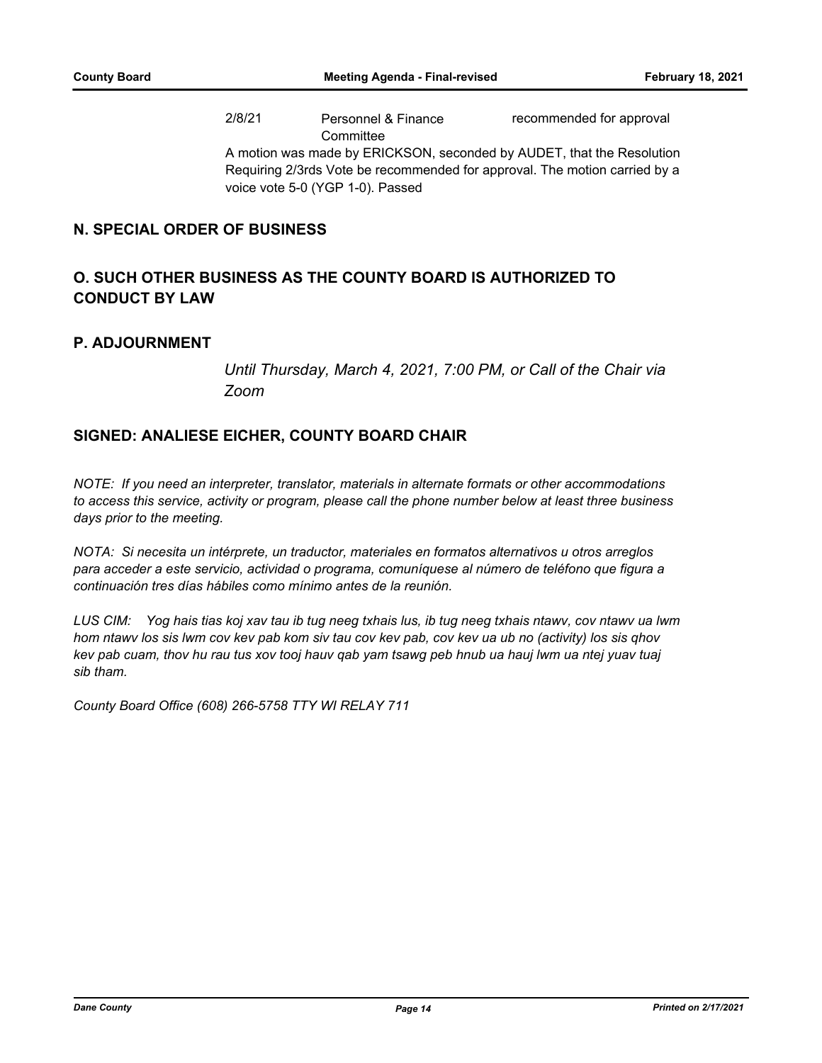| | | |
|---|---|---|
| 2/8/21 | Personnel & Finance Committee | recommended for approval |

A motion was made by ERICKSON, seconded by AUDET, that the Resolution Requiring 2/3rds Vote be recommended for approval. The motion carried by a voice vote 5-0 (YGP 1-0). Passed

## N. SPECIAL ORDER OF BUSINESS

## O. SUCH OTHER BUSINESS AS THE COUNTY BOARD IS AUTHORIZED TO CONDUCT BY LAW

## P. ADJOURNMENT

*Until Thursday, March 4, 2021, 7:00 PM, or Call of the Chair via Zoom*

## SIGNED: ANALIESE EICHER, COUNTY BOARD CHAIR

*NOTE: If you need an interpreter, translator, materials in alternate formats or other accommodations to access this service, activity or program, please call the phone number below at least three business days prior to the meeting.*

*NOTA: Si necesita un intérprete, un traductor, materiales en formatos alternativos u otros arreglos para acceder a este servicio, actividad o programa, comuníquese al número de teléfono que figura a continuación tres días hábiles como mínimo antes de la reunión.*

*LUS CIM: Yog hais tias koj xav tau ib tug neeg txhais lus, ib tug neeg txhais ntawv, cov ntawv ua lwm hom ntawv los sis lwm cov kev pab kom siv tau cov kev pab, cov kev ua ub no (activity) los sis qhov kev pab cuam, thov hu rau tus xov tooj hauv qab yam tsawg peb hnub ua hauj lwm ua ntej yuav tuaj sib tham.*

*County Board Office (608) 266-5758 TTY WI RELAY 711*